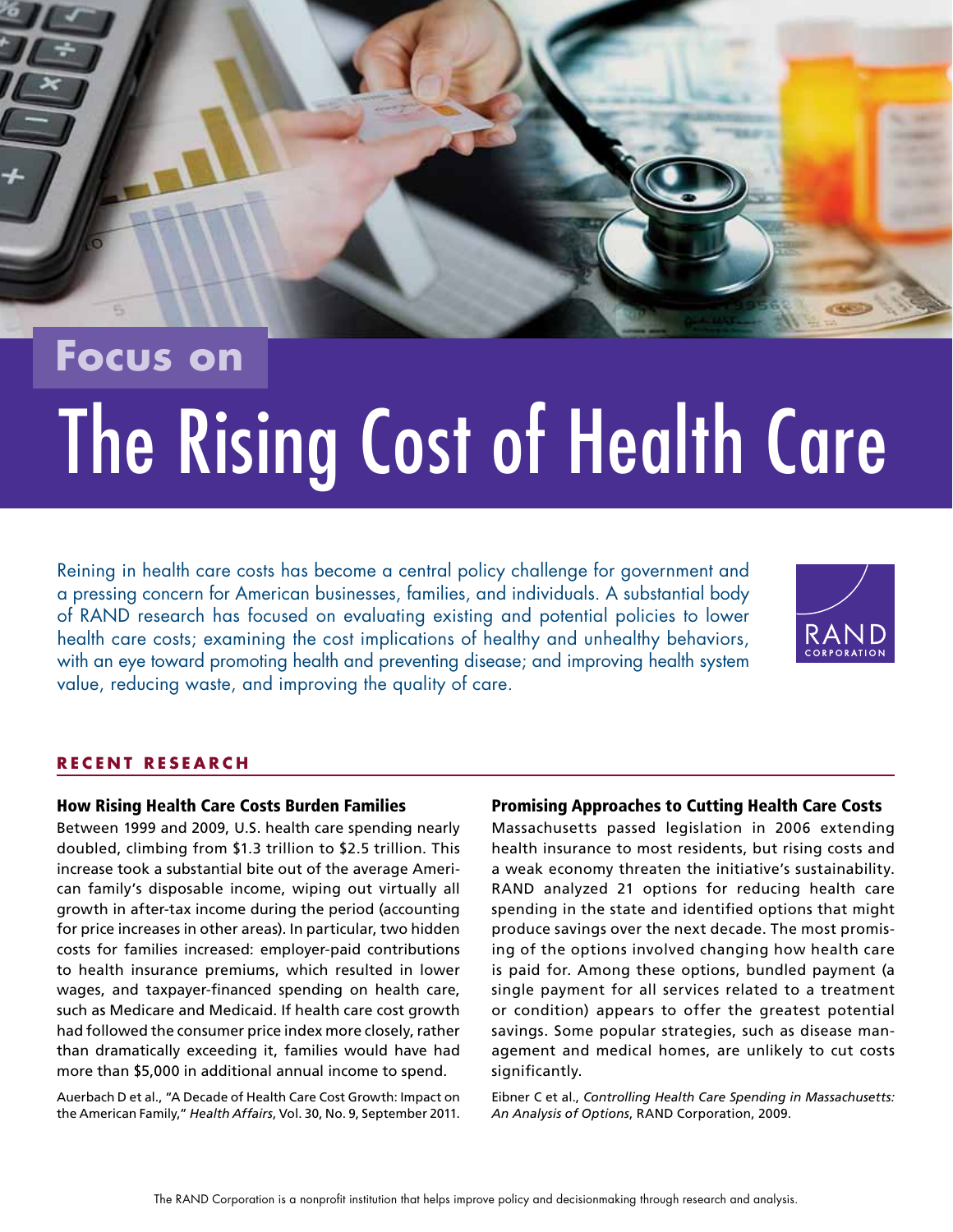Focus on

# The Rising Cost of Health Care

Reining in health care costs has become a central policy challenge for government and a pressing concern for American businesses, families, and individuals. A substantial body of RAND research has focused on evaluating existing and potential policies to lower health care costs; examining the cost implications of healthy and unhealthy behaviors, with an eye toward promoting health and preventing disease; and improving health system value, reducing waste, and improving the quality of care.

## RECENT RESEARCH

### How Rising Health Care Costs Burden Families

Between 1999 and 2009, U.S. health care spending nearly doubled, climbing from $1.3 trillion to $2.5 trillion. This increase took a substantial bite out of the average American family's disposable income, wiping out virtually all growth in after-tax income during the period (accounting for price increases in other areas). In particular, two hidden costs for families increased: employer-paid contributions to health insurance premiums, which resulted in lower wages, and taxpayer-financed spending on health care, such as Medicare and Medicaid. If health care cost growth had followed the consumer price index more closely, rather than dramatically exceeding it, families would have had more than $5,000 in additional annual income to spend.

Auerbach D et al., "A Decade of Health Care Cost Growth: Impact on the American Family," *Health Affairs*, Vol. 30, No. 9, September 2011.

### Promising Approaches to Cutting Health Care Costs

Massachusetts passed legislation in 2006 extending health insurance to most residents, but rising costs and a weak economy threaten the initiative's sustainability. RAND analyzed 21 options for reducing health care spending in the state and identified options that might produce savings over the next decade. The most promising of the options involved changing how health care is paid for. Among these options, bundled payment (a single payment for all services related to a treatment or condition) appears to offer the greatest potential savings. Some popular strategies, such as disease management and medical homes, are unlikely to cut costs significantly.

Eibner C et al., *Controlling Health Care Spending in Massachusetts: An Analysis of Options*, RAND Corporation, 2009.

The RAND Corporation is a nonprofit institution that helps improve policy and decisionmaking through research and analysis.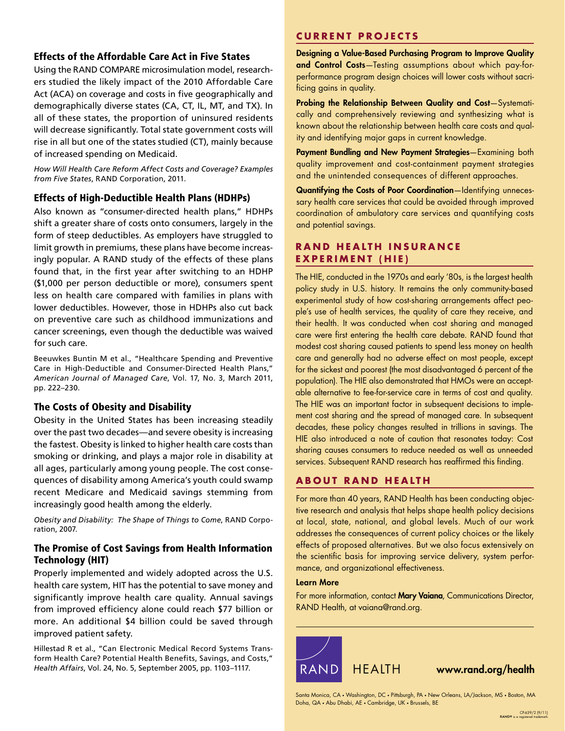## Effects of the Affordable Care Act in Five States

Using the RAND COMPARE microsimulation model, researchers studied the likely impact of the 2010 Affordable Care Act (ACA) on coverage and costs in five geographically and demographically diverse states (CA, CT, IL, MT, and TX). In all of these states, the proportion of uninsured residents will decrease significantly. Total state government costs will rise in all but one of the states studied (CT), mainly because of increased spending on Medicaid.

*How Will Health Care Reform Affect Costs and Coverage? Examples from Five States*, RAND Corporation, 2011.

## Effects of High-Deductible Health Plans (HDHPs)

Also known as "consumer-directed health plans," HDHPs shift a greater share of costs onto consumers, largely in the form of steep deductibles. As employers have struggled to limit growth in premiums, these plans have become increasingly popular. A RAND study of the effects of these plans found that, in the first year after switching to an HDHP ($1,000 per person deductible or more), consumers spent less on health care compared with families in plans with lower deductibles. However, those in HDHPs also cut back on preventive care such as childhood immunizations and cancer screenings, even though the deductible was waived for such care.

Beeuwkes Buntin M et al., "Healthcare Spending and Preventive Care in High-Deductible and Consumer-Directed Health Plans," *American Journal of Managed Care*, Vol. 17, No. 3, March 2011, pp. 222–230.

## The Costs of Obesity and Disability

Obesity in the United States has been increasing steadily over the past two decades—and severe obesity is increasing the fastest. Obesity is linked to higher health care costs than smoking or drinking, and plays a major role in disability at all ages, particularly among young people. The cost consequences of disability among America's youth could swamp recent Medicare and Medicaid savings stemming from increasingly good health among the elderly.

*Obesity and Disability: The Shape of Things to Come*, RAND Corporation, 2007.

## The Promise of Cost Savings from Health Information Technology (HIT)

Properly implemented and widely adopted across the U.S. health care system, HIT has the potential to save money and significantly improve health care quality. Annual savings from improved efficiency alone could reach $77 billion or more. An additional $4 billion could be saved through improved patient safety.

Hillestad R et al., "Can Electronic Medical Record Systems Transform Health Care? Potential Health Benefits, Savings, and Costs," *Health Affairs*, Vol. 24, No. 5, September 2005, pp. 1103–1117.

## CURRENT PROJECTS

**Designing a Value-Based Purchasing Program to Improve Quality and Control Costs**—Testing assumptions about which pay-for-performance program design choices will lower costs without sacrificing gains in quality.

**Probing the Relationship Between Quality and Cost**—Systematically and comprehensively reviewing and synthesizing what is known about the relationship between health care costs and quality and identifying major gaps in current knowledge.

**Payment Bundling and New Payment Strategies**—Examining both quality improvement and cost-containment payment strategies and the unintended consequences of different approaches.

**Quantifying the Costs of Poor Coordination**—Identifying unnecessary health care services that could be avoided through improved coordination of ambulatory care services and quantifying costs and potential savings.

## RAND HEALTH INSURANCE EXPERIMENT (HIE)

The HIE, conducted in the 1970s and early '80s, is the largest health policy study in U.S. history. It remains the only community-based experimental study of how cost-sharing arrangements affect people's use of health services, the quality of care they receive, and their health. It was conducted when cost sharing and managed care were first entering the health care debate. RAND found that modest cost sharing caused patients to spend less money on health care and generally had no adverse effect on most people, except for the sickest and poorest (the most disadvantaged 6 percent of the population). The HIE also demonstrated that HMOs were an acceptable alternative to fee-for-service care in terms of cost and quality. The HIE was an important factor in subsequent decisions to implement cost sharing and the spread of managed care. In subsequent decades, these policy changes resulted in trillions in savings. The HIE also introduced a note of caution that resonates today: Cost sharing causes consumers to reduce needed as well as unneeded services. Subsequent RAND research has reaffirmed this finding.

## ABOUT RAND HEALTH

For more than 40 years, RAND Health has been conducting objective research and analysis that helps shape health policy decisions at local, state, national, and global levels. Much of our work addresses the consequences of current policy choices or the likely effects of proposed alternatives. But we also focus extensively on the scientific basis for improving service delivery, system performance, and organizational effectiveness.

**Learn More**

For more information, contact **Mary Vaiana**, Communications Director, RAND Health, at vaiana@rand.org.

RAND HEALTH

**www.rand.org/health**

Santa Monica, CA • Washington, DC • Pittsburgh, PA • New Orleans, LA/Jackson, MS • Boston, MA
Doha, QA • Abu Dhabi, AE • Cambridge, UK • Brussels, BE

CP-639/2 (9/11)
**RAND®** is a registered trademark.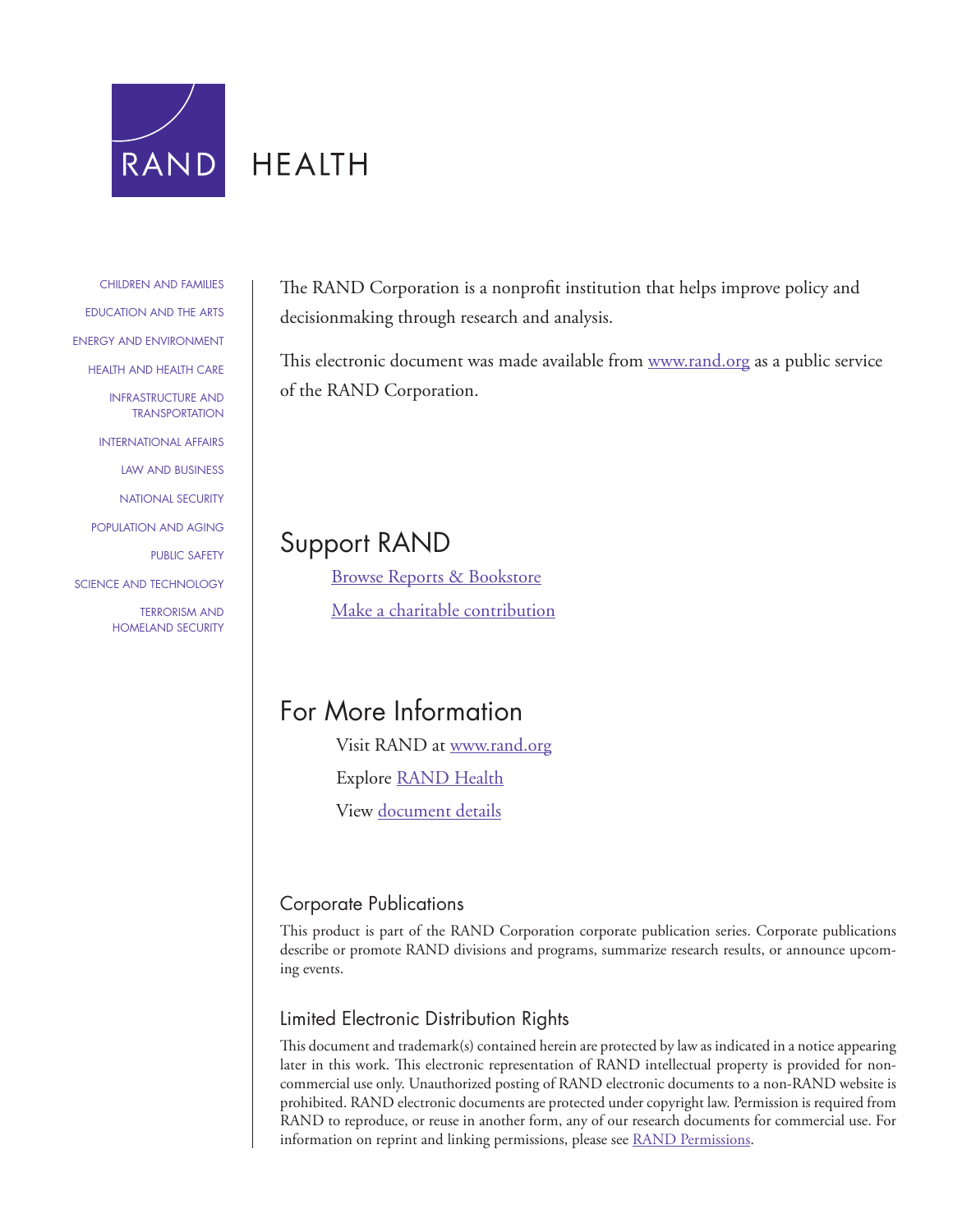RAND HEALTH

CHILDREN AND FAMILIES
EDUCATION AND THE ARTS
ENERGY AND ENVIRONMENT
HEALTH AND HEALTH CARE
INFRASTRUCTURE AND TRANSPORTATION
INTERNATIONAL AFFAIRS
LAW AND BUSINESS
NATIONAL SECURITY
POPULATION AND AGING
PUBLIC SAFETY
SCIENCE AND TECHNOLOGY
TERRORISM AND HOMELAND SECURITY

The RAND Corporation is a nonprofit institution that helps improve policy and decisionmaking through research and analysis.

This electronic document was made available from [www.rand.org](www.rand.org) as a public service of the RAND Corporation.

## Support RAND

[Browse Reports & Bookstore]()

[Make a charitable contribution]()

## For More Information

Visit RAND at [www.rand.org](www.rand.org)

Explore [RAND Health]()

View [document details]()

### Corporate Publications

This product is part of the RAND Corporation corporate publication series. Corporate publications describe or promote RAND divisions and programs, summarize research results, or announce upcoming events.

### Limited Electronic Distribution Rights

This document and trademark(s) contained herein are protected by law as indicated in a notice appearing later in this work. This electronic representation of RAND intellectual property is provided for non-commercial use only. Unauthorized posting of RAND electronic documents to a non-RAND website is prohibited. RAND electronic documents are protected under copyright law. Permission is required from RAND to reproduce, or reuse in another form, any of our research documents for commercial use. For information on reprint and linking permissions, please see [RAND Permissions]().